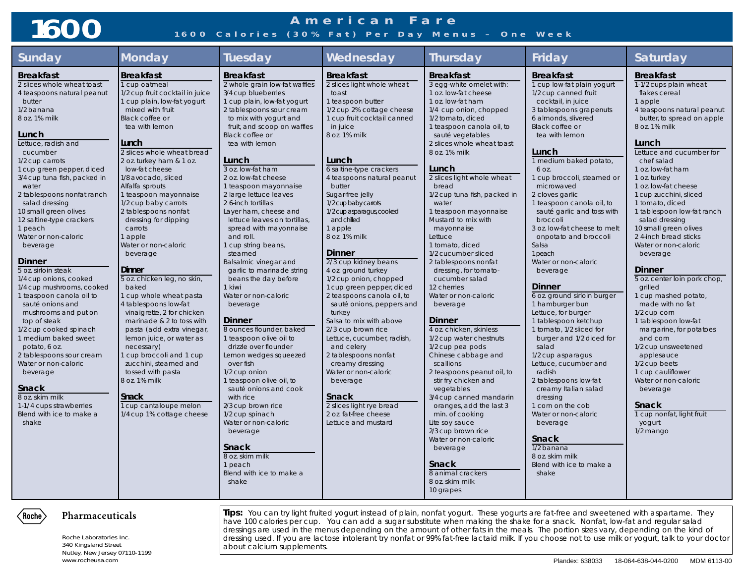# 1600

## American Fare

### 1600 Calories (30% Fat) Per Day Menus – One Week

## Sunday

**Breakfast**
- 2 slices whole wheat toast
- 4 teaspoons natural peanut butter
- 1/2 banana
- 8 oz. 1% milk

**Lunch**
- Lettuce, radish and cucumber
- 1/2 cup carrots
- 1 cup green pepper, diced
- 3/4 cup tuna fish, packed in water
- 2 tablespoons nonfat ranch salad dressing
- 10 small green olives
- 12 saltine-type crackers
- 1 peach
- Water or non-caloric beverage

**Dinner**
- 5 oz. sirloin steak
- 1/4 cup onions, cooked
- 1/4 cup mushrooms, cooked
- 1 teaspoon canola oil to sauté onions and mushrooms and put on top of steak
- 1/2 cup cooked spinach
- 1 medium baked sweet potato, 6 oz.
- 2 tablespoons sour cream
- Water or non-caloric beverage

**Snack**
- 8 oz. skim milk
- 1-1/4 cups strawberries
- Blend with ice to make a shake

## Monday

**Breakfast**
- 1 cup oatmeal
- 1/2 cup fruit cocktail in juice
- 1 cup plain, low-fat yogurt mixed with fruit
- Black coffee or tea with lemon

**Lunch**
- 2 slices whole wheat bread
- 2 oz. turkey ham & 1 oz. low-fat cheese
- 1/8 avocado, sliced
- Alfalfa sprouts
- 1 teaspoon mayonnaise
- 1/2 cup baby carrots
- 2 tablespoons nonfat dressing for dipping carrots
- 1 apple
- Water or non-caloric beverage

**Dinner**
- 5 oz. chicken leg, no skin, baked
- 1 cup whole wheat pasta
- 4 tablespoons low-fat vinaigrette, 2 for chicken marinade & 2 to toss with pasta (add extra vinegar, lemon juice, or water as necessary)
- 1 cup broccoli and 1 cup zucchini, steamed and tossed with pasta
- 8 oz. 1% milk

**Snack**
- 1 cup cantaloupe melon
- 1/4 cup 1% cottage cheese

## Tuesday

**Breakfast**
- 2 whole grain low-fat waffles
- 3/4 cup blueberries
- 1 cup plain, low-fat yogurt
- 2 tablespoons sour cream to mix with yogurt and fruit, and scoop on waffles
- Black coffee or tea with lemon

**Lunch**
- 3 oz. low-fat ham
- 2 oz. low-fat cheese
- 1 teaspoon mayonnaise
- 2 large lettuce leaves
- 2 6-inch tortillas
- Layer ham, cheese and lettuce leaves on tortillas, spread with mayonnaise and roll.
- 1 cup string beans, steamed
- Balsalmic vinegar and garlic to marinade string beans the day before
- 1 kiwi
- Water or non-caloric beverage

**Dinner**
- 8 ounces flounder, baked
- 1 teaspoon olive oil to drizzle over flounder
- Lemon wedges squeezed over fish
- 1/2 cup onion
- 1 teaspoon olive oil, to sauté onions and cook with rice
- 2/3 cup brown rice
- 1/2 cup spinach
- Water or non-caloric beverage

**Snack**
- 8 oz. skim milk
- 1 peach
- Blend with ice to make a shake

## Wednesday

**Breakfast**
- 2 slices light whole wheat toast
- 1 teaspoon butter
- 1/2 cup 2% cottage cheese
- 1 cup fruit cocktail canned in juice
- 8 oz. 1% milk

**Lunch**
- 6 saltine-type crackers
- 4 teaspoons natural peanut butter
- Sugar-free jelly
- 1/2 cup baby carrots
- 1/2 cup asparagus, cooked and chilled
- 1 apple
- 8 oz. 1% milk

**Dinner**
- 2/3 cup kidney beans
- 4 oz. ground turkey
- 1/2 cup onion, chopped
- 1 cup green pepper, diced
- 2 teaspoons canola oil, to sauté onions, peppers and turkey
- Salsa to mix with above
- 2/3 cup brown rice
- Lettuce, cucumber, radish, and celery
- 2 tablespoons nonfat creamy dressing
- Water or non-caloric beverage

**Snack**
- 2 slices light rye bread
- 2 oz. fat-free cheese
- Lettuce and mustard

## Thursday

**Breakfast**
- 3 egg-white omelet with:
- 1 oz. low-fat cheese
- 1 oz. low-fat ham
- 1/4 cup onion, chopped
- 1/2 tomato, diced
- 1 teaspoon canola oil, to sauté vegetables
- 2 slices whole wheat toast
- 8 oz. 1% milk

**Lunch**
- 2 slices light whole wheat bread
- 1/2 cup tuna fish, packed in water
- 1 teaspoon mayonnaise
- Mustard to mix with mayonnaise
- Lettuce
- 1 tomato, diced
- 1/2 cucumber sliced
- 2 tablespoons nonfat dressing, for tomato-cucumber salad
- 12 cherries
- Water or non-caloric beverage

**Dinner**
- 4 oz. chicken, skinless
- 1/2 cup water chestnuts
- 1/2 cup pea pods
- Chinese cabbage and scallions
- 2 teaspoons peanut oil, to stir fry chicken and vegetables
- 3/4 cup canned mandarin oranges, add the last 3 min. of cooking
- Lite soy sauce
- 2/3 cup brown rice
- Water or non-caloric beverage

**Snack**
- 8 animal crackers
- 8 oz. skim milk
- 10 grapes

## Friday

**Breakfast**
- 1 cup low-fat plain yogurt
- 1/2 cup canned fruit cocktail, in juice
- 3 tablespoons grapenuts
- 6 almonds, slivered
- Black coffee or tea with lemon

**Lunch**
- 1 medium baked potato, 6 oz.
- 1 cup broccoli, steamed or microwaved
- 2 cloves garlic
- 1 teaspoon canola oil, to sauté garlic and toss with broccoli
- 3 oz. low-fat cheese to melt onpotato and broccoli
- Salsa
- 1peach
- Water or non-caloric beverage

**Dinner**
- 6 oz. ground sirloin burger
- 1 hamburger bun
- Lettuce, for burger
- 1 tablespoon ketchup
- 1 tomato, 1/2 sliced for burger and 1/2 diced for salad
- 1/2 cup asparagus
- Lettuce, cucumber and radish
- 2 tablespoons low-fat creamy Italian salad dressing
- 1 corn on the cob
- Water or non-caloric beverage

**Snack**
- 1/2 banana
- 8 oz. skim milk
- Blend with ice to make a shake

## Saturday

**Breakfast**
- 1-1/2 cups plain wheat flakes cereal
- 1 apple
- 4 teaspoons natural peanut butter, to spread on apple
- 8 oz. 1% milk

**Lunch**
- Lettuce and cucumber for chef salad
- 1 oz. low-fat ham
- 1 oz. turkey
- 1 oz. low-fat cheese
- 1 cup zucchini, sliced
- 1 tomato, diced
- 1 tablespoon low-fat ranch salad dressing
- 10 small green olives
- 2 4-inch bread sticks
- Water or non-caloric beverage

**Dinner**
- 5 oz. center loin pork chop, grilled
- 1 cup mashed potato, made with no fat
- 1/2 cup corn
- 1 tablespoon low-fat margarine, for potatoes and corn
- 1/2 cup unsweetened applesauce
- 1/2 cup beets
- 1 cup cauliflower
- Water or non-caloric beverage

**Snack**
- 1 cup nonfat, light fruit yogurt
- 1/2 mango

---

**Tips:** You can try light fruited yogurt instead of plain, nonfat yogurt. These yogurts are fat-free and sweetened with aspartame. They have 100 calories per cup. You can add a sugar substitute when making the shake for a snack. Nonfat, low-fat and regular salad dressings are used in the menus depending on the amount of other fats in the meals. The portion sizes vary, depending on the kind of dressing used. If you are lactose intolerant try nonfat or 99% fat-free lactaid milk. If you choose not to use milk or yogurt, talk to your doctor about calcium supplements.

Roche Pharmaceuticals

Roche Laboratories Inc.
340 Kingsland Street
Nutley, New Jersey 07110-1199
www.rocheusa.com

Plandex: 638033 18-064-638-044-0200 MDM 6113-00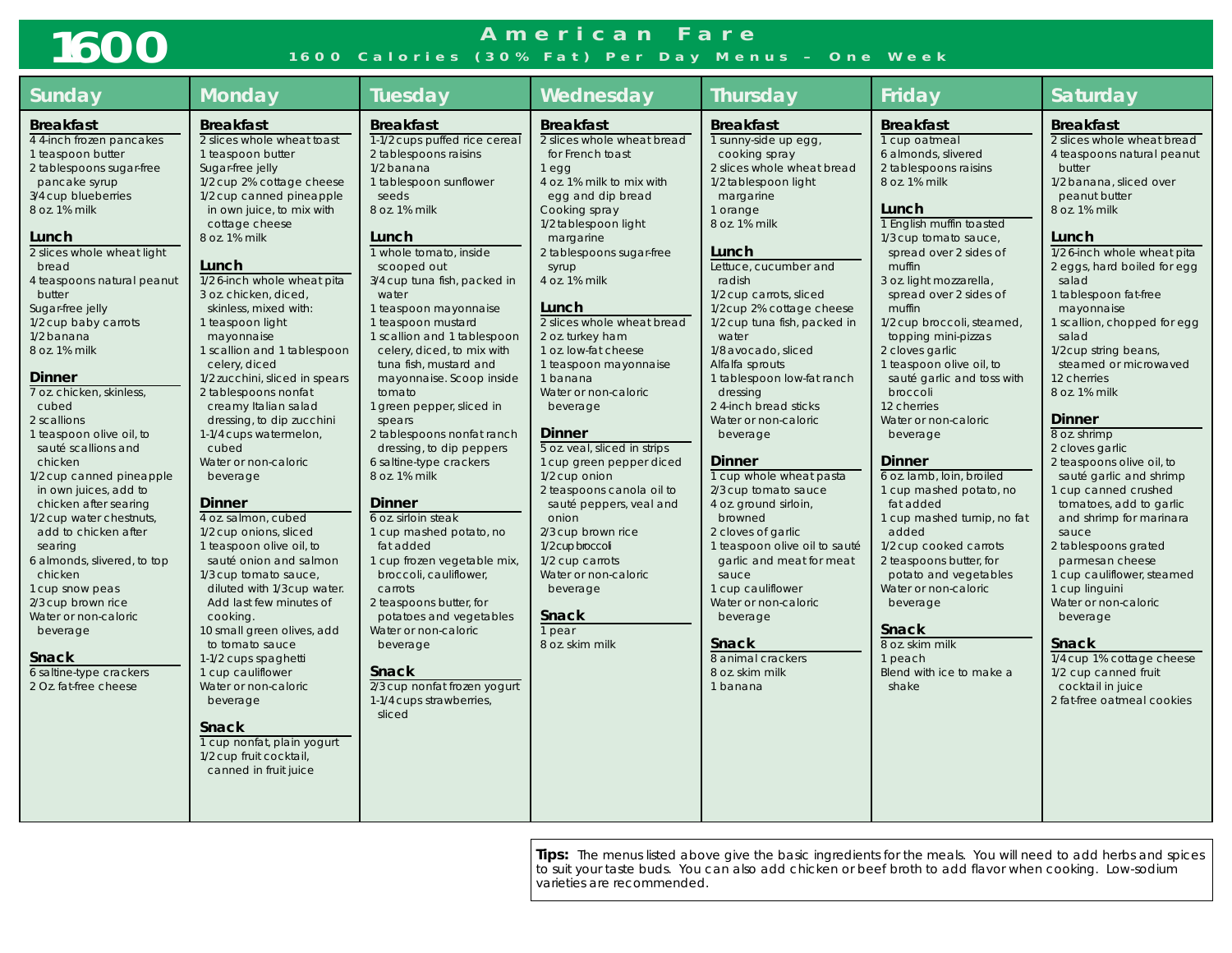# 1600 American Fare

## 1600 Calories (30% Fat) Per Day Menus – One Week

## Sunday

### Breakfast
4 4-inch frozen pancakes
1 teaspoon butter
2 tablespoons sugar-free pancake syrup
3/4 cup blueberries
8 oz. 1% milk

### Lunch
2 slices whole wheat light bread
4 teaspoons natural peanut butter
Sugar-free jelly
1/2 cup baby carrots
1/2 banana
8 oz. 1% milk

### Dinner
7 oz. chicken, skinless, cubed
2 scallions
1 teaspoon olive oil, to sauté scallions and chicken
1/2 cup canned pineapple in own juices, add to chicken after searing
1/2 cup water chestnuts, add to chicken after searing
6 almonds, slivered, to top chicken
1 cup snow peas
2/3 cup brown rice
Water or non-caloric beverage

### Snack
6 saltine-type crackers
2 Oz. fat-free cheese

## Monday

### Breakfast
2 slices whole wheat toast
1 teaspoon butter
Sugar-free jelly
1/2 cup 2% cottage cheese
1/2 cup canned pineapple in own juice, to mix with cottage cheese
8 oz. 1% milk

### Lunch
1/2 6-inch whole wheat pita
3 oz. chicken, diced, skinless, mixed with:
1 teaspoon light mayonnaise
1 scallion and 1 tablespoon celery, diced
1/2 zucchini, sliced in spears
2 tablespoons nonfat creamy Italian salad dressing, to dip zucchini
1-1/4 cups watermelon, cubed
Water or non-caloric beverage

### Dinner
4 oz. salmon, cubed
1/2 cup onions, sliced
1 teaspoon olive oil, to sauté onion and salmon
1/3 cup tomato sauce, diluted with 1/3 cup water. Add last few minutes of cooking.
10 small green olives, add to tomato sauce
1-1/2 cups spaghetti
1 cup cauliflower
Water or non-caloric beverage

### Snack
1 cup nonfat, plain yogurt
1/2 cup fruit cocktail, canned in fruit juice

## Tuesday

### Breakfast
1-1/2 cups puffed rice cereal
2 tablespoons raisins
1/2 banana
1 tablespoon sunflower seeds
8 oz. 1% milk

### Lunch
1 whole tomato, inside scooped out
3/4 cup tuna fish, packed in water
1 teaspoon mayonnaise
1 teaspoon mustard
1 scallion and 1 tablespoon celery, diced, to mix with tuna fish, mustard and mayonnaise. Scoop inside tomato
1 green pepper, sliced in spears
2 tablespoons nonfat ranch dressing, to dip peppers
6 saltine-type crackers
8 oz. 1% milk

### Dinner
6 oz. sirloin steak
1 cup mashed potato, no fat added
1 cup frozen vegetable mix, broccoli, cauliflower, carrots
2 teaspoons butter, for potatoes and vegetables
Water or non-caloric beverage

### Snack
2/3 cup nonfat frozen yogurt
1-1/4 cups strawberries, sliced

## Wednesday

### Breakfast
2 slices whole wheat bread for French toast
1 egg
4 oz. 1% milk to mix with egg and dip bread
Cooking spray
1/2 tablespoon light margarine
2 tablespoons sugar-free syrup
4 oz. 1% milk

### Lunch
2 slices whole wheat bread
2 oz. turkey ham
1 oz. low-fat cheese
1 teaspoon mayonnaise
1 banana
Water or non-caloric beverage

### Dinner
5 oz. veal, sliced in strips
1 cup green pepper diced
1/2 cup onion
2 teaspoons canola oil to sauté peppers, veal and onion
2/3 cup brown rice
1/2 cup broccoli
1/2 cup carrots
Water or non-caloric beverage

### Snack
1 pear
8 oz. skim milk

## Thursday

### Breakfast
1 sunny-side up egg, cooking spray
2 slices whole wheat bread
1/2 tablespoon light margarine
1 orange
8 oz. 1% milk

### Lunch
Lettuce, cucumber and radish
1/2 cup carrots, sliced
1/2 cup 2% cottage cheese
1/2 cup tuna fish, packed in water
1/8 avocado, sliced
Alfalfa sprouts
1 tablespoon low-fat ranch dressing
2 4-inch bread sticks
Water or non-caloric beverage

### Dinner
1 cup whole wheat pasta
2/3 cup tomato sauce
4 oz. ground sirloin, browned
2 cloves of garlic
1 teaspoon olive oil to sauté garlic and meat for meat sauce
1 cup cauliflower
Water or non-caloric beverage

### Snack
8 animal crackers
8 oz. skim milk
1 banana

## Friday

### Breakfast
1 cup oatmeal
6 almonds, slivered
2 tablespoons raisins
8 oz. 1% milk

### Lunch
1 English muffin toasted
1/3 cup tomato sauce, spread over 2 sides of muffin
3 oz. light mozzarella, spread over 2 sides of muffin
1/2 cup broccoli, steamed, topping mini-pizzas
2 cloves garlic
1 teaspoon olive oil, to sauté garlic and toss with broccoli
12 cherries
Water or non-caloric beverage

### Dinner
6 oz. lamb, loin, broiled
1 cup mashed potato, no fat added
1 cup mashed turnip, no fat added
1/2 cup cooked carrots
2 teaspoons butter, for potato and vegetables
Water or non-caloric beverage

### Snack
8 oz. skim milk
1 peach
Blend with ice to make a shake

## Saturday

### Breakfast
2 slices whole wheat bread
4 teaspoons natural peanut butter
1/2 banana, sliced over peanut butter
8 oz. 1% milk

### Lunch
1/2 6-inch whole wheat pita
2 eggs, hard boiled for egg salad
1 tablespoon fat-free mayonnaise
1 scallion, chopped for egg salad
1/2 cup string beans, steamed or microwaved
12 cherries
8 oz. 1% milk

### Dinner
8 oz. shrimp
2 cloves garlic
2 teaspoons olive oil, to sauté garlic and shrimp
1 cup canned crushed tomatoes, add to garlic and shrimp for marinara sauce
2 tablespoons grated parmesan cheese
1 cup cauliflower, steamed
1 cup linguini
Water or non-caloric beverage

### Snack
1/4 cup 1% cottage cheese
1/2 cup canned fruit cocktail in juice
2 fat-free oatmeal cookies

---

**Tips:** The menus listed above give the basic ingredients for the meals. You will need to add herbs and spices to suit your taste buds. You can also add chicken or beef broth to add flavor when cooking. Low-sodium varieties are recommended.